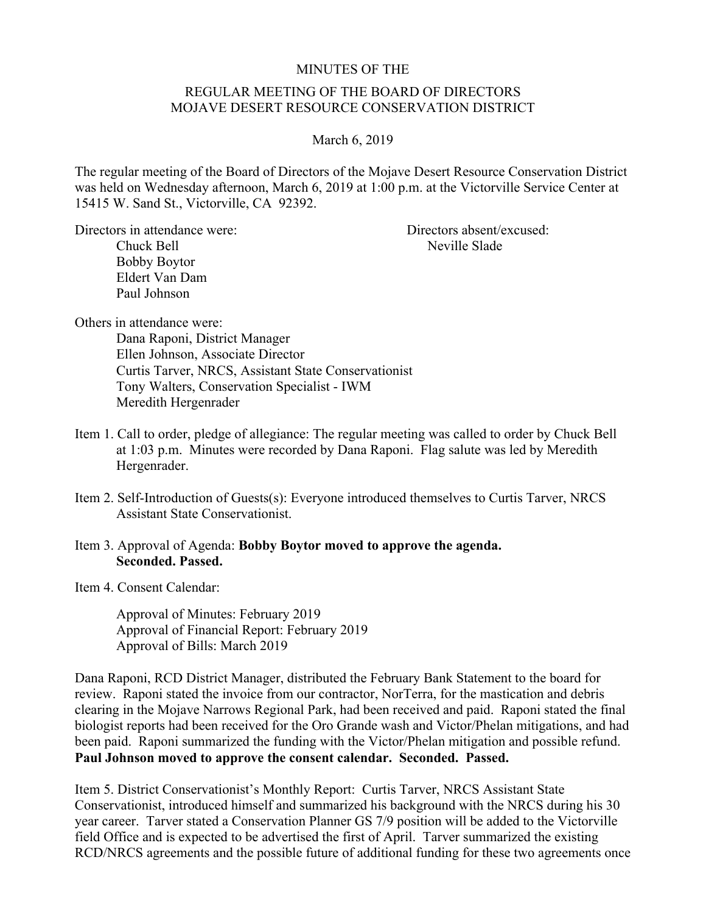# MINUTES OF THE

## REGULAR MEETING OF THE BOARD OF DIRECTORS
## MOJAVE DESERT RESOURCE CONSERVATION DISTRICT

March 6, 2019

The regular meeting of the Board of Directors of the Mojave Desert Resource Conservation District was held on Wednesday afternoon, March 6, 2019 at 1:00 p.m. at the Victorville Service Center at 15415 W. Sand St., Victorville, CA 92392.

Directors in attendance were:
- Chuck Bell
- Bobby Boytor
- Eldert Van Dam
- Paul Johnson

Directors absent/excused:
- Neville Slade

Others in attendance were:
- Dana Raponi, District Manager
- Ellen Johnson, Associate Director
- Curtis Tarver, NRCS, Assistant State Conservationist
- Tony Walters, Conservation Specialist - IWM
- Meredith Hergenrader

Item 1. Call to order, pledge of allegiance: The regular meeting was called to order by Chuck Bell at 1:03 p.m. Minutes were recorded by Dana Raponi. Flag salute was led by Meredith Hergenrader.

Item 2. Self-Introduction of Guests(s): Everyone introduced themselves to Curtis Tarver, NRCS Assistant State Conservationist.

Item 3. Approval of Agenda: **Bobby Boytor moved to approve the agenda. Seconded. Passed.**

Item 4. Consent Calendar:

Approval of Minutes: February 2019
Approval of Financial Report: February 2019
Approval of Bills: March 2019

Dana Raponi, RCD District Manager, distributed the February Bank Statement to the board for review. Raponi stated the invoice from our contractor, NorTerra, for the mastication and debris clearing in the Mojave Narrows Regional Park, had been received and paid. Raponi stated the final biologist reports had been received for the Oro Grande wash and Victor/Phelan mitigations, and had been paid. Raponi summarized the funding with the Victor/Phelan mitigation and possible refund. **Paul Johnson moved to approve the consent calendar. Seconded. Passed.**

Item 5. District Conservationist's Monthly Report: Curtis Tarver, NRCS Assistant State Conservationist, introduced himself and summarized his background with the NRCS during his 30 year career. Tarver stated a Conservation Planner GS 7/9 position will be added to the Victorville field Office and is expected to be advertised the first of April. Tarver summarized the existing RCD/NRCS agreements and the possible future of additional funding for these two agreements once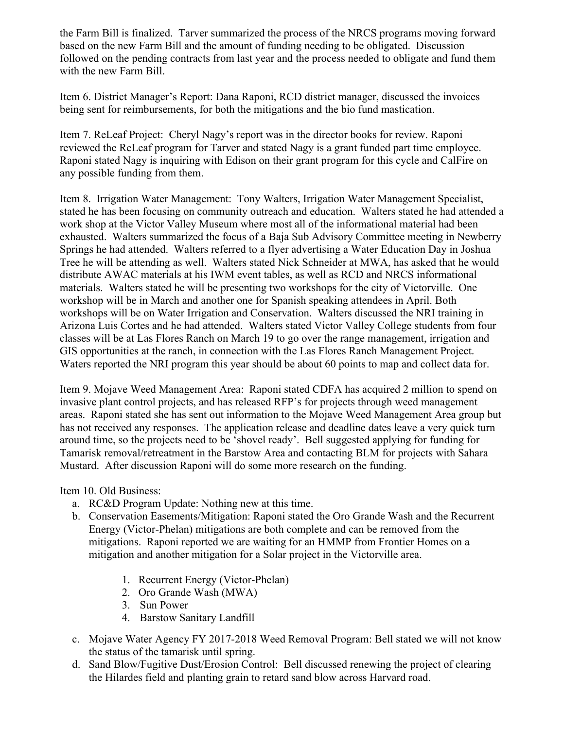the Farm Bill is finalized. Tarver summarized the process of the NRCS programs moving forward based on the new Farm Bill and the amount of funding needing to be obligated. Discussion followed on the pending contracts from last year and the process needed to obligate and fund them with the new Farm Bill.

Item 6. District Manager's Report: Dana Raponi, RCD district manager, discussed the invoices being sent for reimbursements, for both the mitigations and the bio fund mastication.

Item 7. ReLeaf Project: Cheryl Nagy's report was in the director books for review. Raponi reviewed the ReLeaf program for Tarver and stated Nagy is a grant funded part time employee. Raponi stated Nagy is inquiring with Edison on their grant program for this cycle and CalFire on any possible funding from them.

Item 8. Irrigation Water Management: Tony Walters, Irrigation Water Management Specialist, stated he has been focusing on community outreach and education. Walters stated he had attended a work shop at the Victor Valley Museum where most all of the informational material had been exhausted. Walters summarized the focus of a Baja Sub Advisory Committee meeting in Newberry Springs he had attended. Walters referred to a flyer advertising a Water Education Day in Joshua Tree he will be attending as well. Walters stated Nick Schneider at MWA, has asked that he would distribute AWAC materials at his IWM event tables, as well as RCD and NRCS informational materials. Walters stated he will be presenting two workshops for the city of Victorville. One workshop will be in March and another one for Spanish speaking attendees in April. Both workshops will be on Water Irrigation and Conservation. Walters discussed the NRI training in Arizona Luis Cortes and he had attended. Walters stated Victor Valley College students from four classes will be at Las Flores Ranch on March 19 to go over the range management, irrigation and GIS opportunities at the ranch, in connection with the Las Flores Ranch Management Project. Waters reported the NRI program this year should be about 60 points to map and collect data for.

Item 9. Mojave Weed Management Area: Raponi stated CDFA has acquired 2 million to spend on invasive plant control projects, and has released RFP's for projects through weed management areas. Raponi stated she has sent out information to the Mojave Weed Management Area group but has not received any responses. The application release and deadline dates leave a very quick turn around time, so the projects need to be 'shovel ready'. Bell suggested applying for funding for Tamarisk removal/retreatment in the Barstow Area and contacting BLM for projects with Sahara Mustard. After discussion Raponi will do some more research on the funding.

Item 10. Old Business:

a. RC&D Program Update: Nothing new at this time.
b. Conservation Easements/Mitigation: Raponi stated the Oro Grande Wash and the Recurrent Energy (Victor-Phelan) mitigations are both complete and can be removed from the mitigations. Raponi reported we are waiting for an HMMP from Frontier Homes on a mitigation and another mitigation for a Solar project in the Victorville area.

    1. Recurrent Energy (Victor-Phelan)
    2. Oro Grande Wash (MWA)
    3. Sun Power
    4. Barstow Sanitary Landfill

c. Mojave Water Agency FY 2017-2018 Weed Removal Program: Bell stated we will not know the status of the tamarisk until spring.
d. Sand Blow/Fugitive Dust/Erosion Control: Bell discussed renewing the project of clearing the Hilardes field and planting grain to retard sand blow across Harvard road.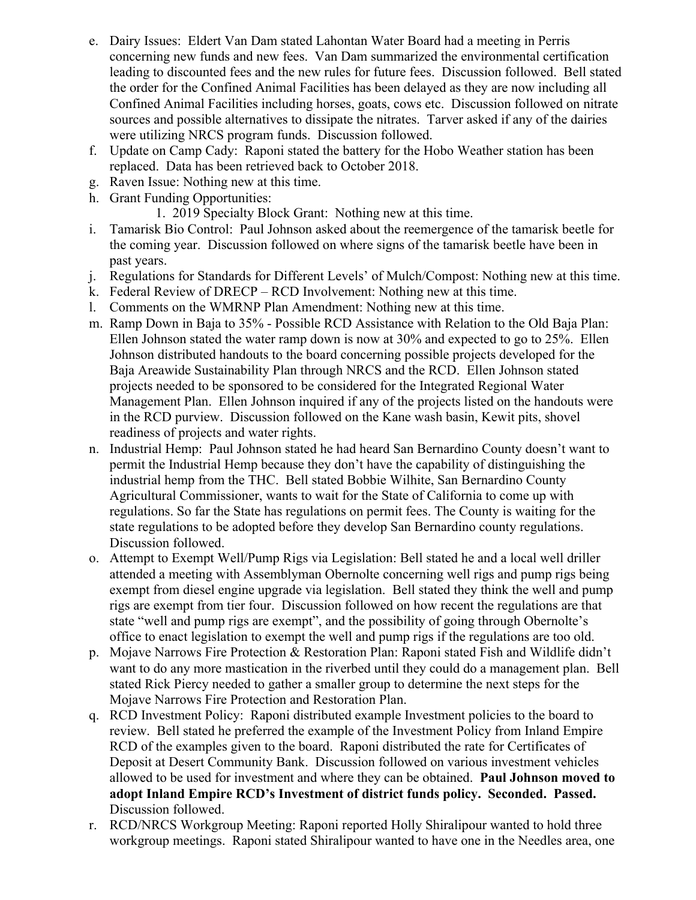e. Dairy Issues: Eldert Van Dam stated Lahontan Water Board had a meeting in Perris concerning new funds and new fees. Van Dam summarized the environmental certification leading to discounted fees and the new rules for future fees. Discussion followed. Bell stated the order for the Confined Animal Facilities has been delayed as they are now including all Confined Animal Facilities including horses, goats, cows etc. Discussion followed on nitrate sources and possible alternatives to dissipate the nitrates. Tarver asked if any of the dairies were utilizing NRCS program funds. Discussion followed.

f. Update on Camp Cady: Raponi stated the battery for the Hobo Weather station has been replaced. Data has been retrieved back to October 2018.

g. Raven Issue: Nothing new at this time.

h. Grant Funding Opportunities:

   1. 2019 Specialty Block Grant: Nothing new at this time.

i. Tamarisk Bio Control: Paul Johnson asked about the reemergence of the tamarisk beetle for the coming year. Discussion followed on where signs of the tamarisk beetle have been in past years.

j. Regulations for Standards for Different Levels' of Mulch/Compost: Nothing new at this time.

k. Federal Review of DRECP – RCD Involvement: Nothing new at this time.

l. Comments on the WMRNP Plan Amendment: Nothing new at this time.

m. Ramp Down in Baja to 35% - Possible RCD Assistance with Relation to the Old Baja Plan: Ellen Johnson stated the water ramp down is now at 30% and expected to go to 25%. Ellen Johnson distributed handouts to the board concerning possible projects developed for the Baja Areawide Sustainability Plan through NRCS and the RCD. Ellen Johnson stated projects needed to be sponsored to be considered for the Integrated Regional Water Management Plan. Ellen Johnson inquired if any of the projects listed on the handouts were in the RCD purview. Discussion followed on the Kane wash basin, Kewit pits, shovel readiness of projects and water rights.

n. Industrial Hemp: Paul Johnson stated he had heard San Bernardino County doesn't want to permit the Industrial Hemp because they don't have the capability of distinguishing the industrial hemp from the THC. Bell stated Bobbie Wilhite, San Bernardino County Agricultural Commissioner, wants to wait for the State of California to come up with regulations. So far the State has regulations on permit fees. The County is waiting for the state regulations to be adopted before they develop San Bernardino county regulations. Discussion followed.

o. Attempt to Exempt Well/Pump Rigs via Legislation: Bell stated he and a local well driller attended a meeting with Assemblyman Obernolte concerning well rigs and pump rigs being exempt from diesel engine upgrade via legislation. Bell stated they think the well and pump rigs are exempt from tier four. Discussion followed on how recent the regulations are that state "well and pump rigs are exempt", and the possibility of going through Obernolte's office to enact legislation to exempt the well and pump rigs if the regulations are too old.

p. Mojave Narrows Fire Protection & Restoration Plan: Raponi stated Fish and Wildlife didn't want to do any more mastication in the riverbed until they could do a management plan. Bell stated Rick Piercy needed to gather a smaller group to determine the next steps for the Mojave Narrows Fire Protection and Restoration Plan.

q. RCD Investment Policy: Raponi distributed example Investment policies to the board to review. Bell stated he preferred the example of the Investment Policy from Inland Empire RCD of the examples given to the board. Raponi distributed the rate for Certificates of Deposit at Desert Community Bank. Discussion followed on various investment vehicles allowed to be used for investment and where they can be obtained. **Paul Johnson moved to adopt Inland Empire RCD's Investment of district funds policy. Seconded. Passed.** Discussion followed.

r. RCD/NRCS Workgroup Meeting: Raponi reported Holly Shiralipour wanted to hold three workgroup meetings. Raponi stated Shiralipour wanted to have one in the Needles area, one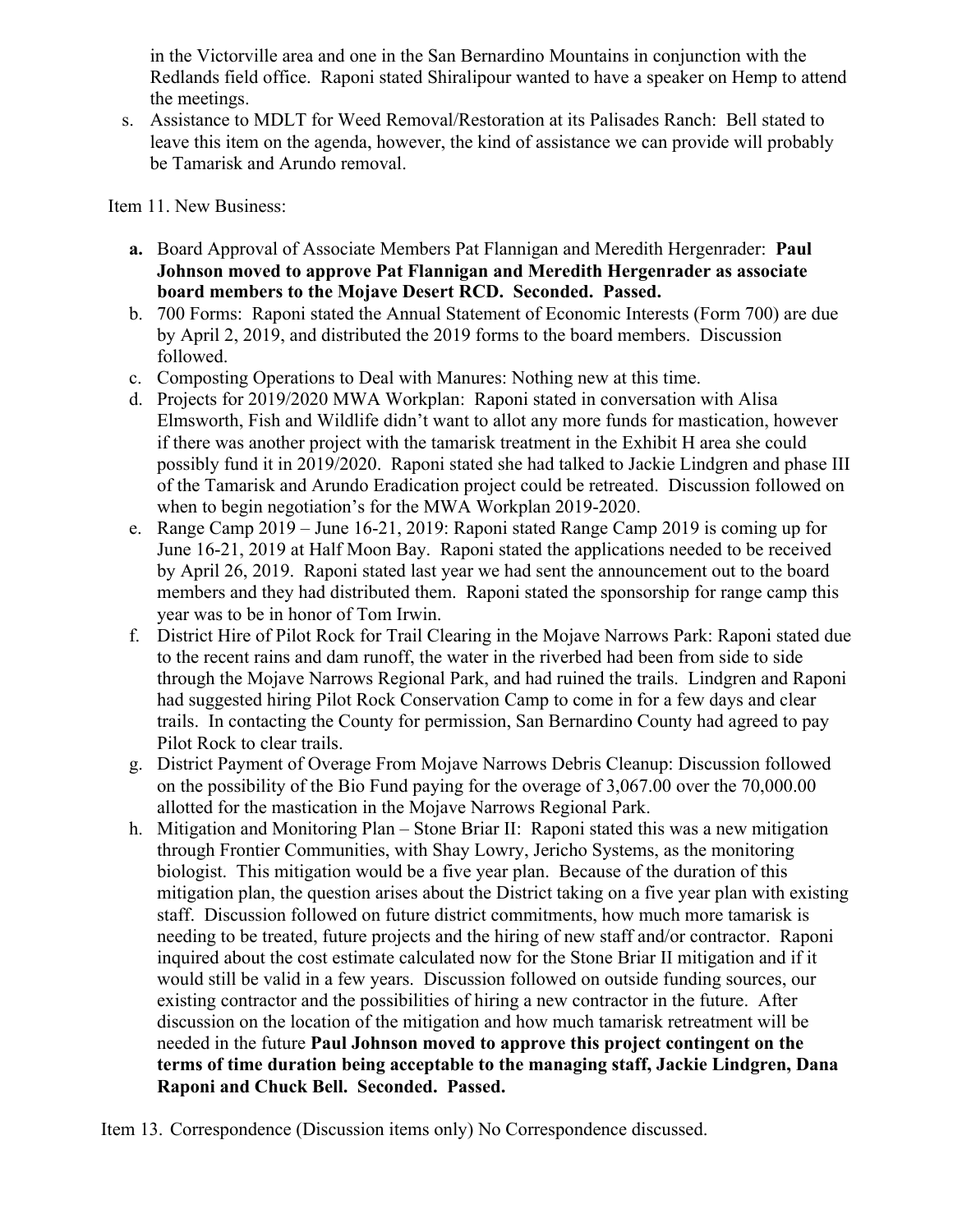in the Victorville area and one in the San Bernardino Mountains in conjunction with the Redlands field office. Raponi stated Shiralipour wanted to have a speaker on Hemp to attend the meetings.

s. Assistance to MDLT for Weed Removal/Restoration at its Palisades Ranch: Bell stated to leave this item on the agenda, however, the kind of assistance we can provide will probably be Tamarisk and Arundo removal.

Item 11. New Business:

a. Board Approval of Associate Members Pat Flannigan and Meredith Hergenrader: **Paul Johnson moved to approve Pat Flannigan and Meredith Hergenrader as associate board members to the Mojave Desert RCD. Seconded. Passed.**

b. 700 Forms: Raponi stated the Annual Statement of Economic Interests (Form 700) are due by April 2, 2019, and distributed the 2019 forms to the board members. Discussion followed.

c. Composting Operations to Deal with Manures: Nothing new at this time.

d. Projects for 2019/2020 MWA Workplan: Raponi stated in conversation with Alisa Elmsworth, Fish and Wildlife didn't want to allot any more funds for mastication, however if there was another project with the tamarisk treatment in the Exhibit H area she could possibly fund it in 2019/2020. Raponi stated she had talked to Jackie Lindgren and phase III of the Tamarisk and Arundo Eradication project could be retreated. Discussion followed on when to begin negotiation's for the MWA Workplan 2019-2020.

e. Range Camp 2019 – June 16-21, 2019: Raponi stated Range Camp 2019 is coming up for June 16-21, 2019 at Half Moon Bay. Raponi stated the applications needed to be received by April 26, 2019. Raponi stated last year we had sent the announcement out to the board members and they had distributed them. Raponi stated the sponsorship for range camp this year was to be in honor of Tom Irwin.

f. District Hire of Pilot Rock for Trail Clearing in the Mojave Narrows Park: Raponi stated due to the recent rains and dam runoff, the water in the riverbed had been from side to side through the Mojave Narrows Regional Park, and had ruined the trails. Lindgren and Raponi had suggested hiring Pilot Rock Conservation Camp to come in for a few days and clear trails. In contacting the County for permission, San Bernardino County had agreed to pay Pilot Rock to clear trails.

g. District Payment of Overage From Mojave Narrows Debris Cleanup: Discussion followed on the possibility of the Bio Fund paying for the overage of 3,067.00 over the 70,000.00 allotted for the mastication in the Mojave Narrows Regional Park.

h. Mitigation and Monitoring Plan – Stone Briar II: Raponi stated this was a new mitigation through Frontier Communities, with Shay Lowry, Jericho Systems, as the monitoring biologist. This mitigation would be a five year plan. Because of the duration of this mitigation plan, the question arises about the District taking on a five year plan with existing staff. Discussion followed on future district commitments, how much more tamarisk is needing to be treated, future projects and the hiring of new staff and/or contractor. Raponi inquired about the cost estimate calculated now for the Stone Briar II mitigation and if it would still be valid in a few years. Discussion followed on outside funding sources, our existing contractor and the possibilities of hiring a new contractor in the future. After discussion on the location of the mitigation and how much tamarisk retreatment will be needed in the future **Paul Johnson moved to approve this project contingent on the terms of time duration being acceptable to the managing staff, Jackie Lindgren, Dana Raponi and Chuck Bell. Seconded. Passed.**

Item 13. Correspondence (Discussion items only) No Correspondence discussed.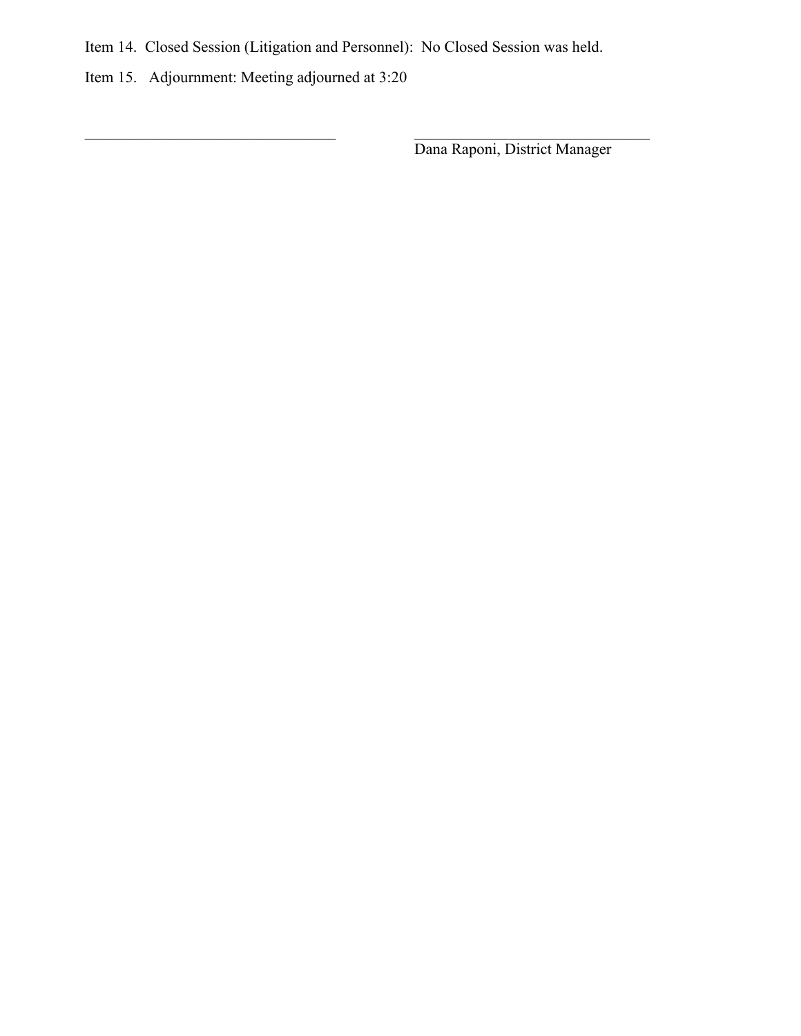Item 14. Closed Session (Litigation and Personnel): No Closed Session was held.

Item 15. Adjournment: Meeting adjourned at 3:20

\_\_\_\_\_\_\_\_\_\_\_\_\_\_\_\_\_\_\_\_\_\_\_\_\_\_\_\_\_\_\_\_\_ \_\_\_\_\_\_\_\_\_\_\_\_\_\_\_\_\_\_\_\_\_\_\_\_\_\_\_\_\_\_\_\_\_

Dana Raponi, District Manager